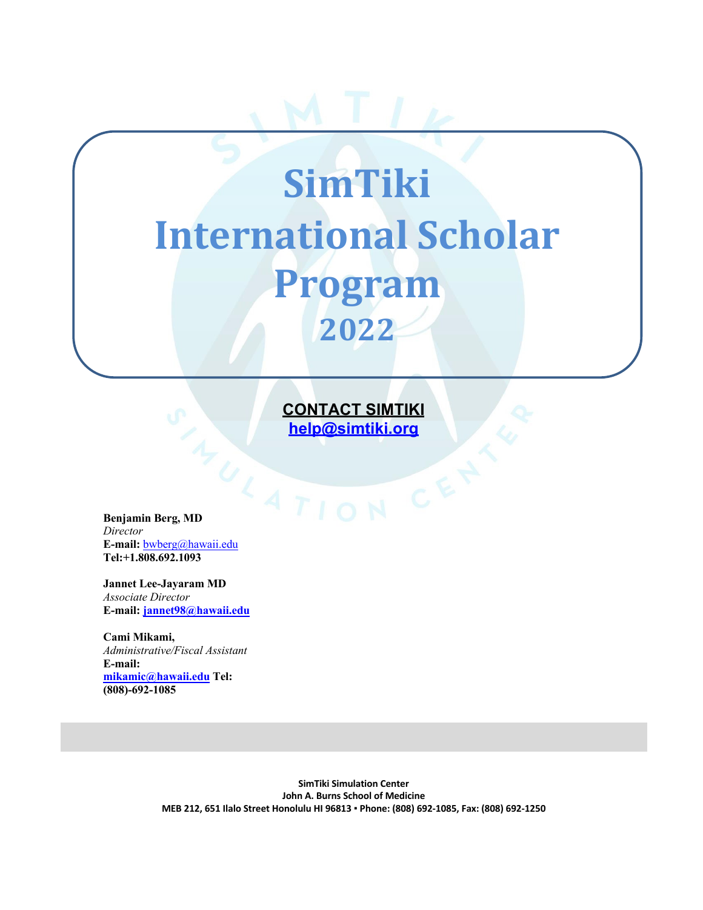# SimTiki International Scholar Program 2022

**CONTACT SIMTIKI**
**help@simtiki.org**

**Benjamin Berg, MD**
*Director*
**E-mail:** bwberg@hawaii.edu
**Tel:+1.808.692.1093**

**Jannet Lee-Jayaram MD**
*Associate Director*
**E-mail: jannet98@hawaii.edu**

**Cami Mikami,**
*Administrative/Fiscal Assistant*
**E-mail:**
**mikamic@hawaii.edu Tel:**
**(808)-692-1085**

**SimTiki Simulation Center**
**John A. Burns School of Medicine**
**MEB 212, 651 Ilalo Street Honolulu HI 96813 ▪ Phone: (808) 692-1085, Fax: (808) 692-1250**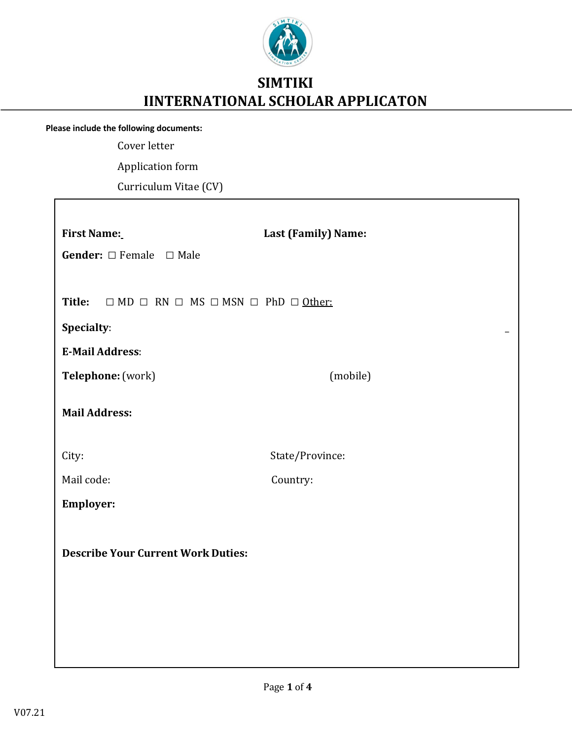# SIMTIKI
# IINTERNATIONAL SCHOLAR APPLICATON

**Please include the following documents:**

Cover letter

Application form

Curriculum Vitae (CV)

**First Name:** **Last (Family) Name:**

**Gender:** ☐ Female ☐ Male

**Title:** ☐ MD ☐ RN ☐ MS ☐ MSN ☐ PhD ☐ Other:

**Specialty**:

**E-Mail Address**:

**Telephone:** (work) (mobile)

**Mail Address:**

City: State/Province:

Mail code: Country:

**Employer:**

**Describe Your Current Work Duties:**

V07.21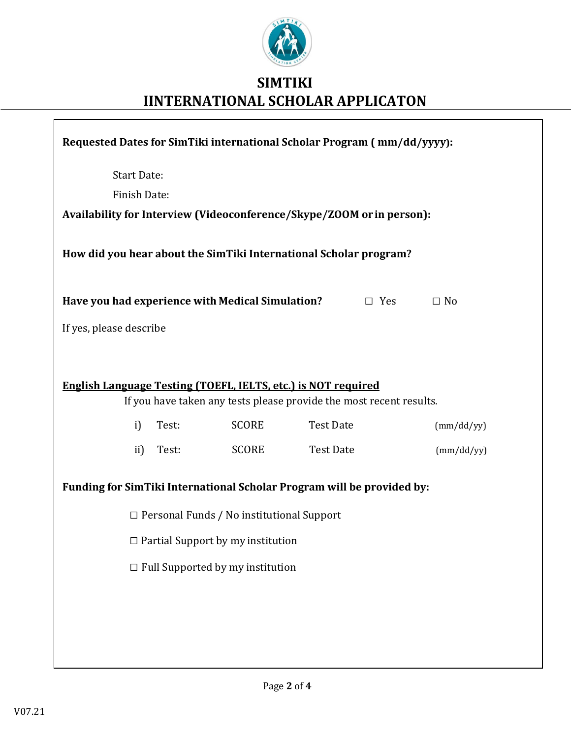# SIMTIKI
# IINTERNATIONAL SCHOLAR APPLICATON

**Requested Dates for SimTiki international Scholar Program ( mm/dd/yyyy):**

Start Date:

Finish Date:

**Availability for Interview (Videoconference/Skype/ZOOM or in person):**

**How did you hear about the SimTiki International Scholar program?**

**Have you had experience with Medical Simulation?** ☐ Yes ☐ No

If yes, please describe

**<u>English Language Testing (TOEFL, IELTS, etc.) is NOT required</u>**

If you have taken any tests please provide the most recent results.

| | | | | |
|---|---|---|---|---|
| i) | Test: | SCORE | Test Date | (mm/dd/yy) |
| ii) | Test: | SCORE | Test Date | (mm/dd/yy) |

**Funding for SimTiki International Scholar Program will be provided by:**

☐ Personal Funds / No institutional Support

☐ Partial Support by my institution

☐ Full Supported by my institution

V07.21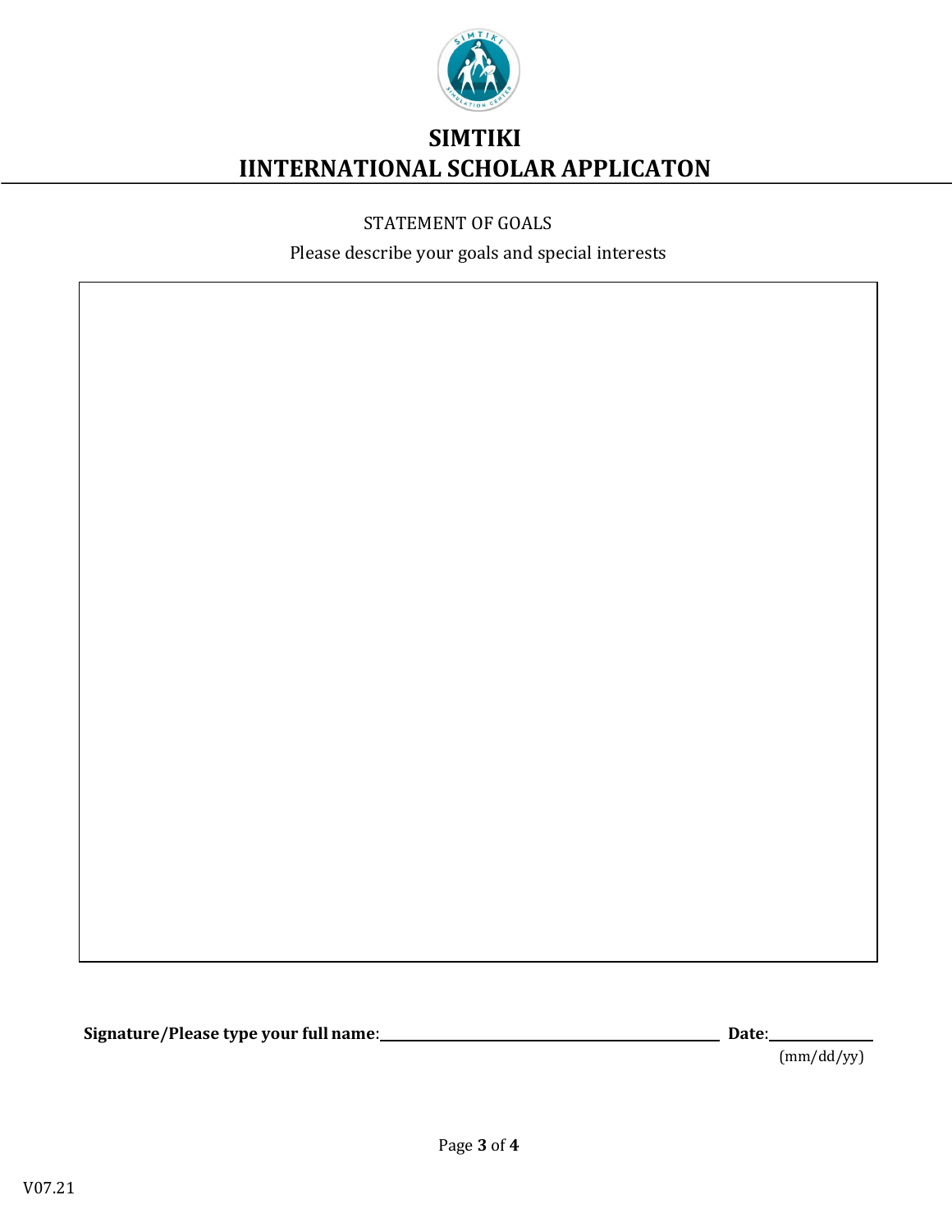# SIMTIKI
# IINTERNATIONAL SCHOLAR APPLICATON

STATEMENT OF GOALS

Please describe your goals and special interests

**Signature/Please type your full name**:\_\_\_\_\_\_\_\_\_\_\_\_\_\_\_\_\_\_\_\_\_\_\_\_\_\_\_\_\_\_\_\_\_\_\_\_ **Date**:\_\_\_\_\_\_\_\_\_\_
(mm/dd/yy)

V07.21